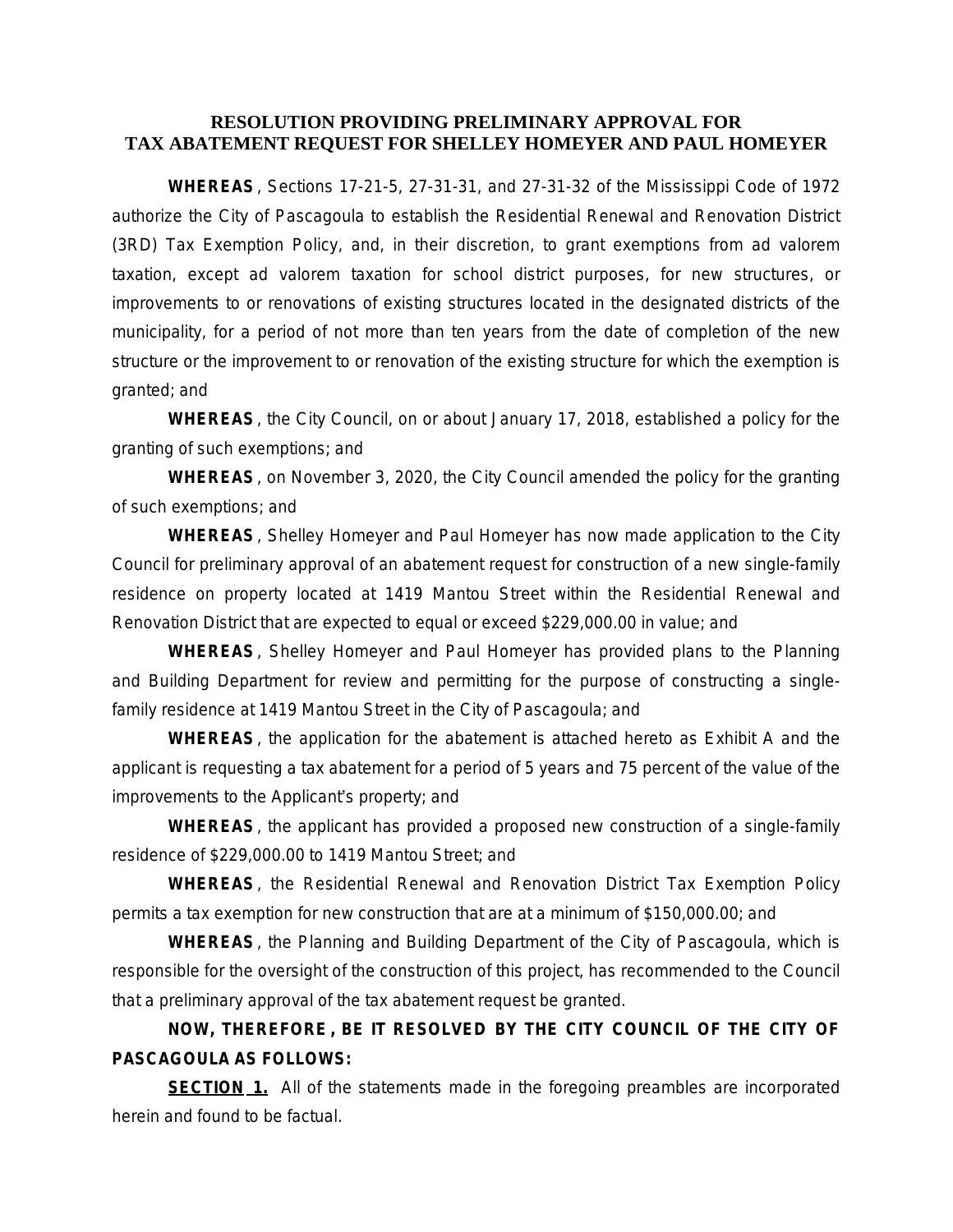# RESOLUTION PROVIDING PRELIMINARY APPROVAL FOR TAX ABATEMENT REQUEST FOR SHELLEY HOMEYER AND PAUL HOMEYER

**WHEREAS**, Sections 17-21-5, 27-31-31, and 27-31-32 of the Mississippi Code of 1972 authorize the City of Pascagoula to establish the Residential Renewal and Renovation District (3RD) Tax Exemption Policy, and, in their discretion, to grant exemptions from ad valorem taxation, except ad valorem taxation for school district purposes, for new structures, or improvements to or renovations of existing structures located in the designated districts of the municipality, for a period of not more than ten years from the date of completion of the new structure or the improvement to or renovation of the existing structure for which the exemption is granted; and

**WHEREAS**, the City Council, on or about January 17, 2018, established a policy for the granting of such exemptions; and

**WHEREAS**, on November 3, 2020, the City Council amended the policy for the granting of such exemptions; and

**WHEREAS**, Shelley Homeyer and Paul Homeyer has now made application to the City Council for preliminary approval of an abatement request for construction of a new single-family residence on property located at 1419 Mantou Street within the Residential Renewal and Renovation District that are expected to equal or exceed $229,000.00 in value; and

**WHEREAS**, Shelley Homeyer and Paul Homeyer has provided plans to the Planning and Building Department for review and permitting for the purpose of constructing a single-family residence at 1419 Mantou Street in the City of Pascagoula; and

**WHEREAS**, the application for the abatement is attached hereto as Exhibit A and the applicant is requesting a tax abatement for a period of 5 years and 75 percent of the value of the improvements to the Applicant's property; and

**WHEREAS**, the applicant has provided a proposed new construction of a single-family residence of $229,000.00 to 1419 Mantou Street; and

**WHEREAS**, the Residential Renewal and Renovation District Tax Exemption Policy permits a tax exemption for new construction that are at a minimum of $150,000.00; and

**WHEREAS**, the Planning and Building Department of the City of Pascagoula, which is responsible for the oversight of the construction of this project, has recommended to the Council that a preliminary approval of the tax abatement request be granted.

**NOW, THEREFORE, BE IT RESOLVED BY THE CITY COUNCIL OF THE CITY OF PASCAGOULA AS FOLLOWS:**

**SECTION 1.** All of the statements made in the foregoing preambles are incorporated herein and found to be factual.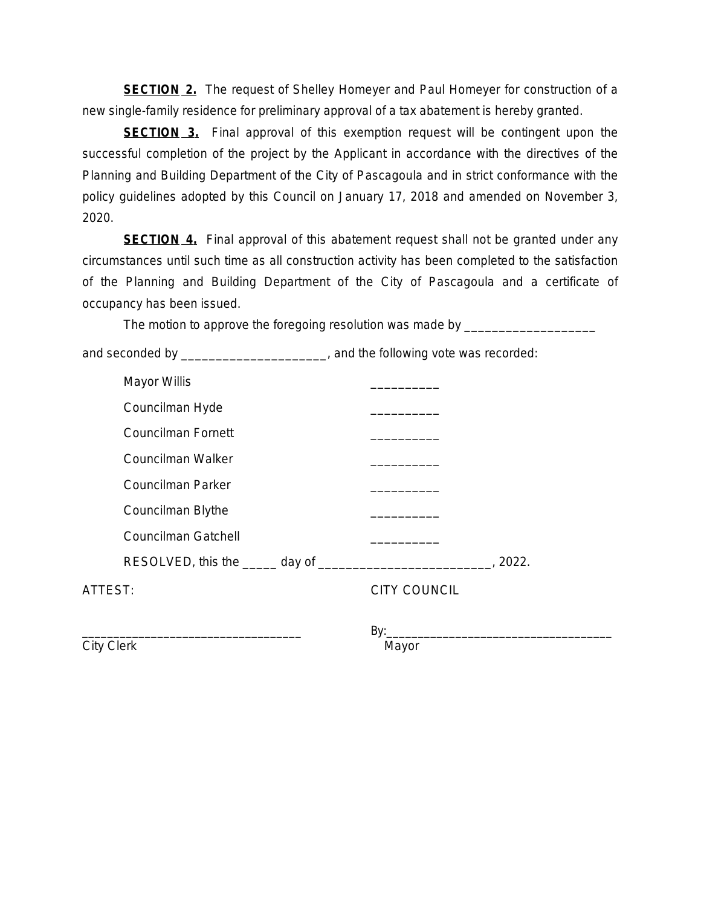**SECTION 2.** The request of Shelley Homeyer and Paul Homeyer for construction of a new single-family residence for preliminary approval of a tax abatement is hereby granted.

**SECTION 3.** Final approval of this exemption request will be contingent upon the successful completion of the project by the Applicant in accordance with the directives of the Planning and Building Department of the City of Pascagoula and in strict conformance with the policy guidelines adopted by this Council on January 17, 2018 and amended on November 3, 2020.

**SECTION 4.** Final approval of this abatement request shall not be granted under any circumstances until such time as all construction activity has been completed to the satisfaction of the Planning and Building Department of the City of Pascagoula and a certificate of occupancy has been issued.

The motion to approve the foregoing resolution was made by ___________________ and seconded by _____________________, and the following vote was recorded:

| | |
|---|---|
| Mayor Willis | __________ |
| Councilman Hyde | __________ |
| Councilman Fornett | __________ |
| Councilman Walker | __________ |
| Councilman Parker | __________ |
| Councilman Blythe | __________ |
| Councilman Gatchell | __________ |

RESOLVED, this the _____ day of _________________________, 2022.

ATTEST: CITY COUNCIL

__________________________________
City Clerk

By:___________________________________
Mayor